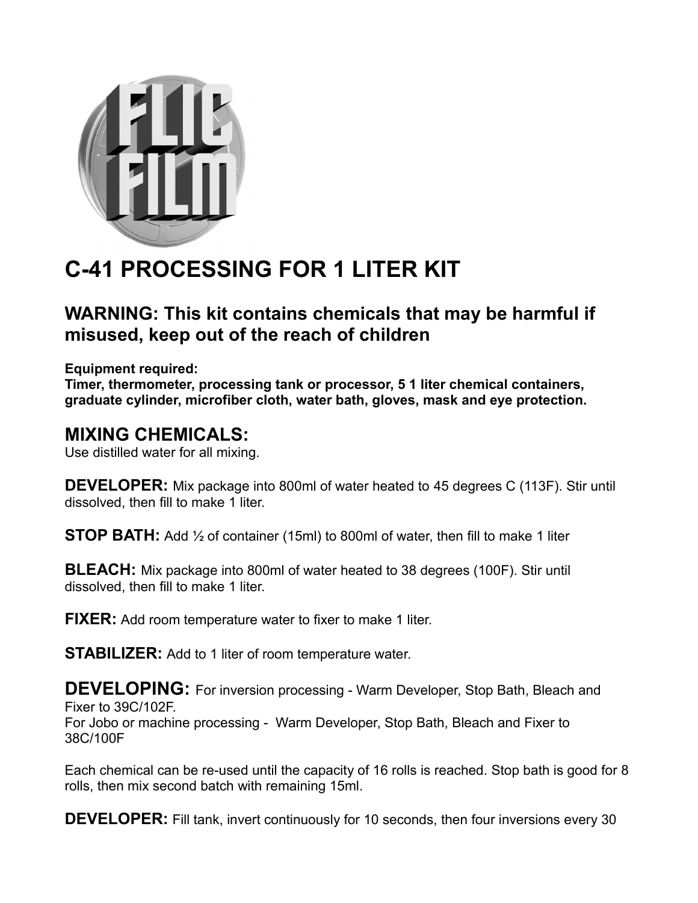# C-41 PROCESSING FOR 1 LITER KIT

## WARNING: This kit contains chemicals that may be harmful if misused, keep out of the reach of children

**Equipment required:**
**Timer, thermometer, processing tank or processor, 5 1 liter chemical containers, graduate cylinder, microfiber cloth, water bath, gloves, mask and eye protection.**

## MIXING CHEMICALS:

Use distilled water for all mixing.

**DEVELOPER:** Mix package into 800ml of water heated to 45 degrees C (113F). Stir until dissolved, then fill to make 1 liter.

**STOP BATH:** Add ½ of container (15ml) to 800ml of water, then fill to make 1 liter

**BLEACH:** Mix package into 800ml of water heated to 38 degrees (100F). Stir until dissolved, then fill to make 1 liter.

**FIXER:** Add room temperature water to fixer to make 1 liter.

**STABILIZER:** Add to 1 liter of room temperature water.

**DEVELOPING:** For inversion processing - Warm Developer, Stop Bath, Bleach and Fixer to 39C/102F.
For Jobo or machine processing - Warm Developer, Stop Bath, Bleach and Fixer to 38C/100F

Each chemical can be re-used until the capacity of 16 rolls is reached. Stop bath is good for 8 rolls, then mix second batch with remaining 15ml.

**DEVELOPER:** Fill tank, invert continuously for 10 seconds, then four inversions every 30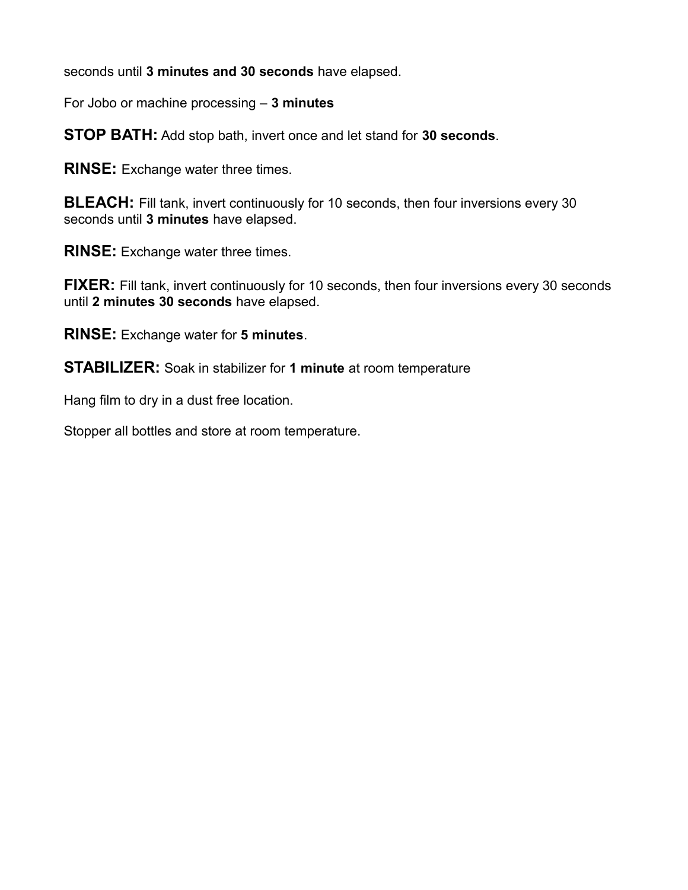seconds until **3 minutes and 30 seconds** have elapsed.

For Jobo or machine processing – **3 minutes**

**STOP BATH:** Add stop bath, invert once and let stand for **30 seconds**.

**RINSE:** Exchange water three times.

**BLEACH:** Fill tank, invert continuously for 10 seconds, then four inversions every 30 seconds until **3 minutes** have elapsed.

**RINSE:** Exchange water three times.

**FIXER:** Fill tank, invert continuously for 10 seconds, then four inversions every 30 seconds until **2 minutes 30 seconds** have elapsed.

**RINSE:** Exchange water for **5 minutes**.

**STABILIZER:** Soak in stabilizer for **1 minute** at room temperature

Hang film to dry in a dust free location.

Stopper all bottles and store at room temperature.